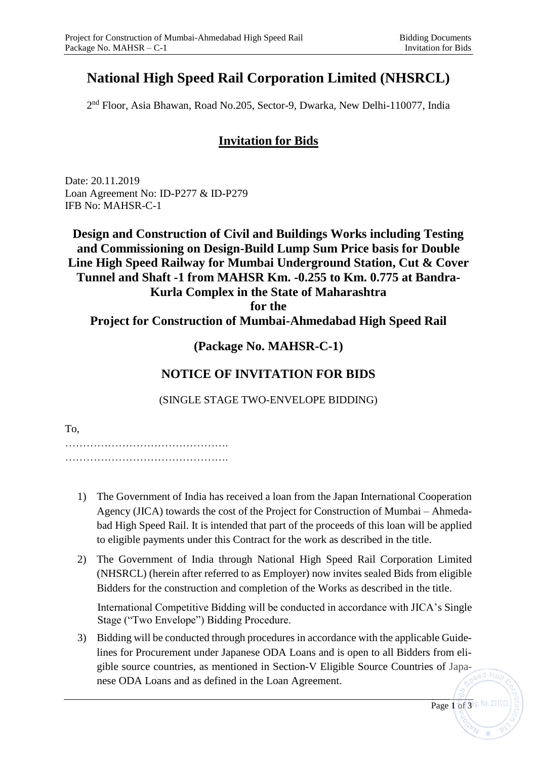# National High Speed Rail Corporation Limited (NHSRCL)

2nd Floor, Asia Bhawan, Road No.205, Sector-9, Dwarka, New Delhi-110077, India

## Invitation for Bids

Date: 20.11.2019
Loan Agreement No: ID-P277 & ID-P279
IFB No: MAHSR-C-1

**Design and Construction of Civil and Buildings Works including Testing and Commissioning on Design-Build Lump Sum Price basis for Double Line High Speed Railway for Mumbai Underground Station, Cut & Cover Tunnel and Shaft -1 from MAHSR Km. -0.255 to Km. 0.775 at Bandra-Kurla Complex in the State of Maharashtra**
**for the**
**Project for Construction of Mumbai-Ahmedabad High Speed Rail**

**(Package No. MAHSR-C-1)**

## NOTICE OF INVITATION FOR BIDS

(SINGLE STAGE TWO-ENVELOPE BIDDING)

To,
……………………………………….
……………………………………….

1) The Government of India has received a loan from the Japan International Cooperation Agency (JICA) towards the cost of the Project for Construction of Mumbai – Ahmedabad High Speed Rail. It is intended that part of the proceeds of this loan will be applied to eligible payments under this Contract for the work as described in the title.

2) The Government of India through National High Speed Rail Corporation Limited (NHSRCL) (herein after referred to as Employer) now invites sealed Bids from eligible Bidders for the construction and completion of the Works as described in the title.

   International Competitive Bidding will be conducted in accordance with JICA's Single Stage ("Two Envelope") Bidding Procedure.

3) Bidding will be conducted through procedures in accordance with the applicable Guidelines for Procurement under Japanese ODA Loans and is open to all Bidders from eligible source countries, as mentioned in Section-V Eligible Source Countries of Japanese ODA Loans and as defined in the Loan Agreement.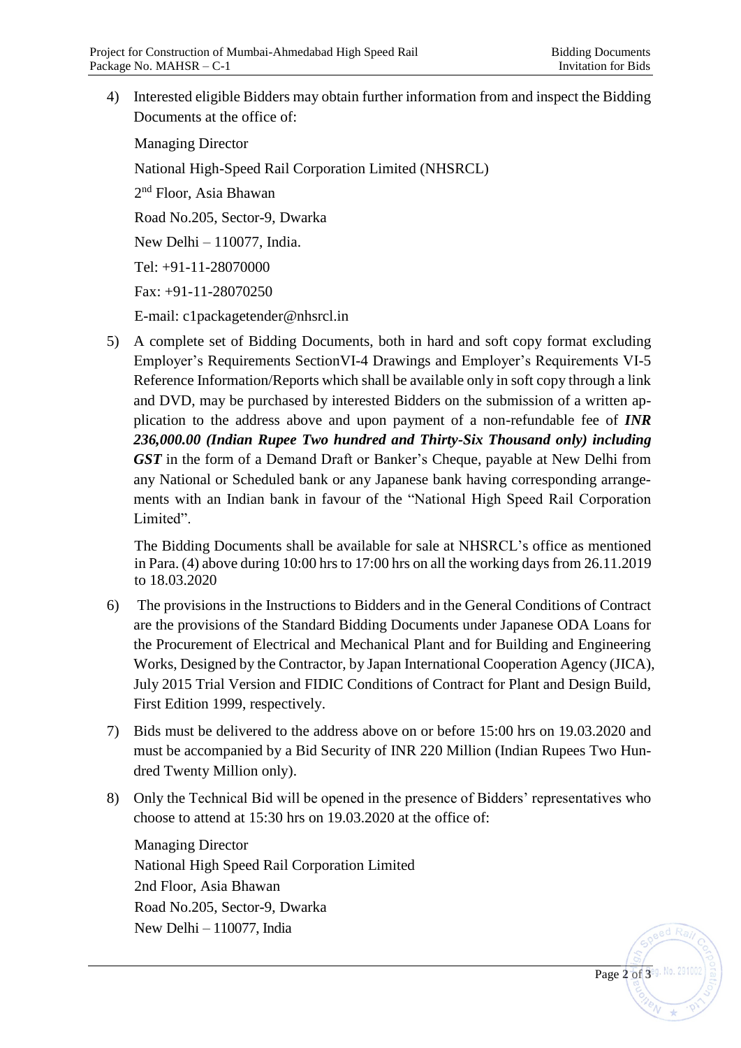4) Interested eligible Bidders may obtain further information from and inspect the Bidding Documents at the office of:

   Managing Director

   National High-Speed Rail Corporation Limited (NHSRCL)

   2nd Floor, Asia Bhawan

   Road No.205, Sector-9, Dwarka

   New Delhi – 110077, India.

   Tel: +91-11-28070000

   Fax: +91-11-28070250

   E-mail: c1packagetender@nhsrcl.in

5) A complete set of Bidding Documents, both in hard and soft copy format excluding Employer's Requirements SectionVI-4 Drawings and Employer's Requirements VI-5 Reference Information/Reports which shall be available only in soft copy through a link and DVD, may be purchased by interested Bidders on the submission of a written application to the address above and upon payment of a non-refundable fee of ***INR 236,000.00 (Indian Rupee Two hundred and Thirty-Six Thousand only) including GST*** in the form of a Demand Draft or Banker's Cheque, payable at New Delhi from any National or Scheduled bank or any Japanese bank having corresponding arrangements with an Indian bank in favour of the "National High Speed Rail Corporation Limited".

   The Bidding Documents shall be available for sale at NHSRCL's office as mentioned in Para. (4) above during 10:00 hrs to 17:00 hrs on all the working days from 26.11.2019 to 18.03.2020

6) The provisions in the Instructions to Bidders and in the General Conditions of Contract are the provisions of the Standard Bidding Documents under Japanese ODA Loans for the Procurement of Electrical and Mechanical Plant and for Building and Engineering Works, Designed by the Contractor, by Japan International Cooperation Agency (JICA), July 2015 Trial Version and FIDIC Conditions of Contract for Plant and Design Build, First Edition 1999, respectively.

7) Bids must be delivered to the address above on or before 15:00 hrs on 19.03.2020 and must be accompanied by a Bid Security of INR 220 Million (Indian Rupees Two Hundred Twenty Million only).

8) Only the Technical Bid will be opened in the presence of Bidders' representatives who choose to attend at 15:30 hrs on 19.03.2020 at the office of:

   Managing Director
   National High Speed Rail Corporation Limited
   2nd Floor, Asia Bhawan
   Road No.205, Sector-9, Dwarka
   New Delhi – 110077, India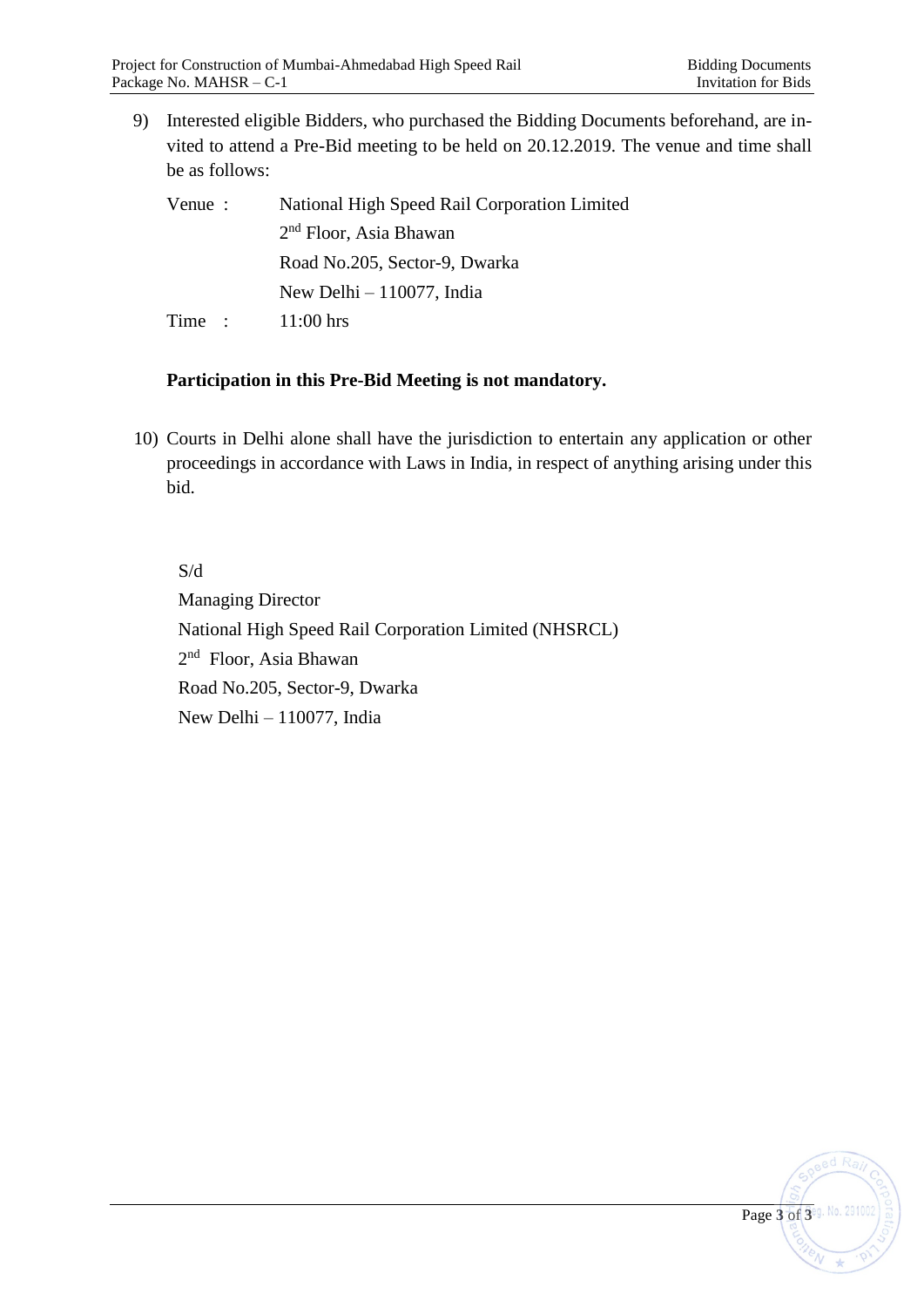9) Interested eligible Bidders, who purchased the Bidding Documents beforehand, are invited to attend a Pre-Bid meeting to be held on 20.12.2019. The venue and time shall be as follows:

   Venue : National High Speed Rail Corporation Limited
   2nd Floor, Asia Bhawan
   Road No.205, Sector-9, Dwarka
   New Delhi – 110077, India

   Time : 11:00 hrs

   **Participation in this Pre-Bid Meeting is not mandatory.**

10) Courts in Delhi alone shall have the jurisdiction to entertain any application or other proceedings in accordance with Laws in India, in respect of anything arising under this bid.

S/d
Managing Director
National High Speed Rail Corporation Limited (NHSRCL)
2nd Floor, Asia Bhawan
Road No.205, Sector-9, Dwarka
New Delhi – 110077, India